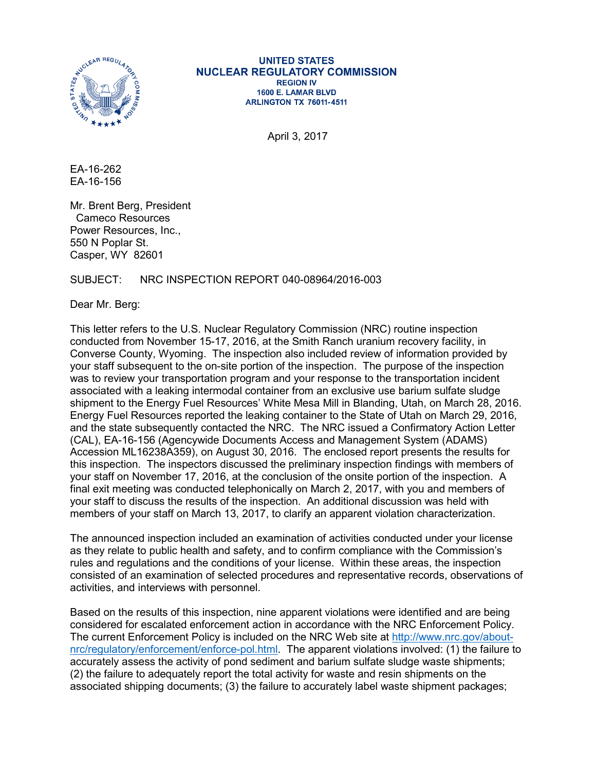**UNITED STATES**
**NUCLEAR REGULATORY COMMISSION**
**REGION IV**
**1600 E. LAMAR BLVD**
**ARLINGTON TX 76011-4511**

April 3, 2017

EA-16-262
EA-16-156

Mr. Brent Berg, President
Cameco Resources
Power Resources, Inc.,
550 N Poplar St.
Casper, WY 82601

SUBJECT: NRC INSPECTION REPORT 040-08964/2016-003

Dear Mr. Berg:

This letter refers to the U.S. Nuclear Regulatory Commission (NRC) routine inspection conducted from November 15-17, 2016, at the Smith Ranch uranium recovery facility, in Converse County, Wyoming. The inspection also included review of information provided by your staff subsequent to the on-site portion of the inspection. The purpose of the inspection was to review your transportation program and your response to the transportation incident associated with a leaking intermodal container from an exclusive use barium sulfate sludge shipment to the Energy Fuel Resources' White Mesa Mill in Blanding, Utah, on March 28, 2016. Energy Fuel Resources reported the leaking container to the State of Utah on March 29, 2016, and the state subsequently contacted the NRC. The NRC issued a Confirmatory Action Letter (CAL), EA-16-156 (Agencywide Documents Access and Management System (ADAMS) Accession ML16238A359), on August 30, 2016. The enclosed report presents the results for this inspection. The inspectors discussed the preliminary inspection findings with members of your staff on November 17, 2016, at the conclusion of the onsite portion of the inspection. A final exit meeting was conducted telephonically on March 2, 2017, with you and members of your staff to discuss the results of the inspection. An additional discussion was held with members of your staff on March 13, 2017, to clarify an apparent violation characterization.

The announced inspection included an examination of activities conducted under your license as they relate to public health and safety, and to confirm compliance with the Commission's rules and regulations and the conditions of your license. Within these areas, the inspection consisted of an examination of selected procedures and representative records, observations of activities, and interviews with personnel.

Based on the results of this inspection, nine apparent violations were identified and are being considered for escalated enforcement action in accordance with the NRC Enforcement Policy. The current Enforcement Policy is included on the NRC Web site at http://www.nrc.gov/about-nrc/regulatory/enforcement/enforce-pol.html. The apparent violations involved: (1) the failure to accurately assess the activity of pond sediment and barium sulfate sludge waste shipments; (2) the failure to adequately report the total activity for waste and resin shipments on the associated shipping documents; (3) the failure to accurately label waste shipment packages;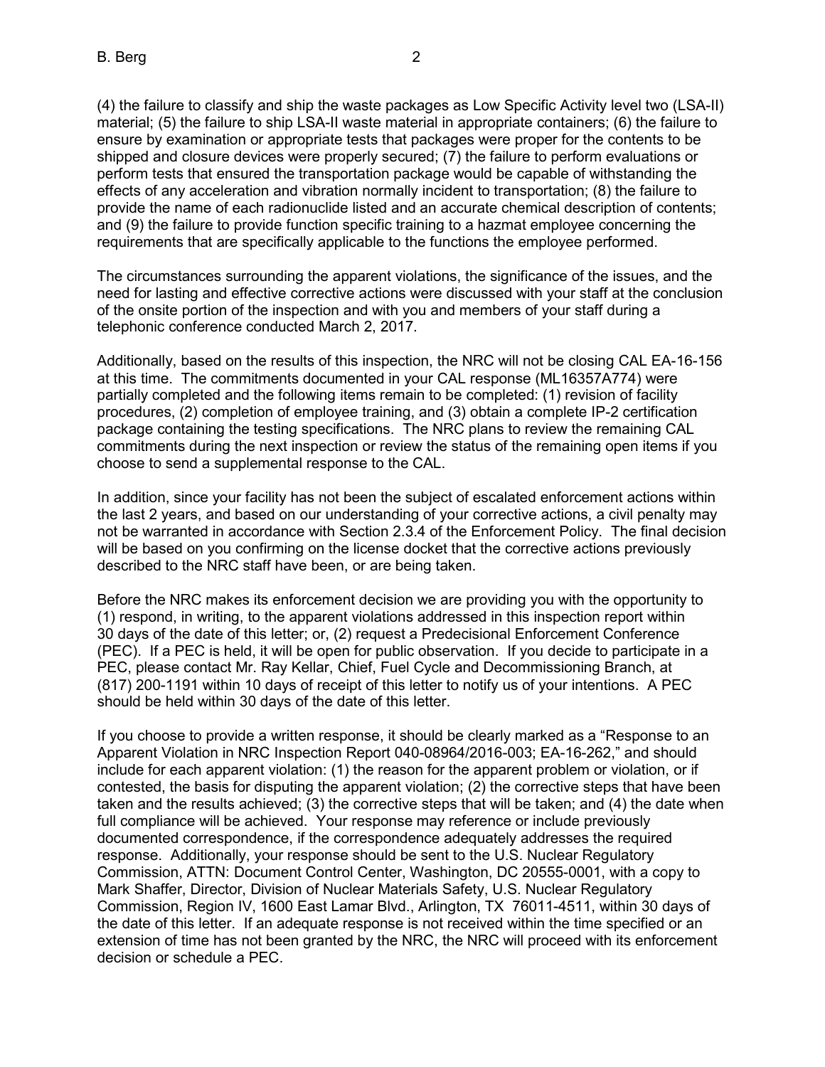(4) the failure to classify and ship the waste packages as Low Specific Activity level two (LSA-II) material; (5) the failure to ship LSA-II waste material in appropriate containers; (6) the failure to ensure by examination or appropriate tests that packages were proper for the contents to be shipped and closure devices were properly secured; (7) the failure to perform evaluations or perform tests that ensured the transportation package would be capable of withstanding the effects of any acceleration and vibration normally incident to transportation; (8) the failure to provide the name of each radionuclide listed and an accurate chemical description of contents; and (9) the failure to provide function specific training to a hazmat employee concerning the requirements that are specifically applicable to the functions the employee performed.

The circumstances surrounding the apparent violations, the significance of the issues, and the need for lasting and effective corrective actions were discussed with your staff at the conclusion of the onsite portion of the inspection and with you and members of your staff during a telephonic conference conducted March 2, 2017.

Additionally, based on the results of this inspection, the NRC will not be closing CAL EA-16-156 at this time. The commitments documented in your CAL response (ML16357A774) were partially completed and the following items remain to be completed: (1) revision of facility procedures, (2) completion of employee training, and (3) obtain a complete IP-2 certification package containing the testing specifications. The NRC plans to review the remaining CAL commitments during the next inspection or review the status of the remaining open items if you choose to send a supplemental response to the CAL.

In addition, since your facility has not been the subject of escalated enforcement actions within the last 2 years, and based on our understanding of your corrective actions, a civil penalty may not be warranted in accordance with Section 2.3.4 of the Enforcement Policy. The final decision will be based on you confirming on the license docket that the corrective actions previously described to the NRC staff have been, or are being taken.

Before the NRC makes its enforcement decision we are providing you with the opportunity to (1) respond, in writing, to the apparent violations addressed in this inspection report within 30 days of the date of this letter; or, (2) request a Predecisional Enforcement Conference (PEC). If a PEC is held, it will be open for public observation. If you decide to participate in a PEC, please contact Mr. Ray Kellar, Chief, Fuel Cycle and Decommissioning Branch, at (817) 200-1191 within 10 days of receipt of this letter to notify us of your intentions. A PEC should be held within 30 days of the date of this letter.

If you choose to provide a written response, it should be clearly marked as a "Response to an Apparent Violation in NRC Inspection Report 040-08964/2016-003; EA-16-262," and should include for each apparent violation: (1) the reason for the apparent problem or violation, or if contested, the basis for disputing the apparent violation; (2) the corrective steps that have been taken and the results achieved; (3) the corrective steps that will be taken; and (4) the date when full compliance will be achieved. Your response may reference or include previously documented correspondence, if the correspondence adequately addresses the required response. Additionally, your response should be sent to the U.S. Nuclear Regulatory Commission, ATTN: Document Control Center, Washington, DC 20555-0001, with a copy to Mark Shaffer, Director, Division of Nuclear Materials Safety, U.S. Nuclear Regulatory Commission, Region IV, 1600 East Lamar Blvd., Arlington, TX 76011-4511, within 30 days of the date of this letter. If an adequate response is not received within the time specified or an extension of time has not been granted by the NRC, the NRC will proceed with its enforcement decision or schedule a PEC.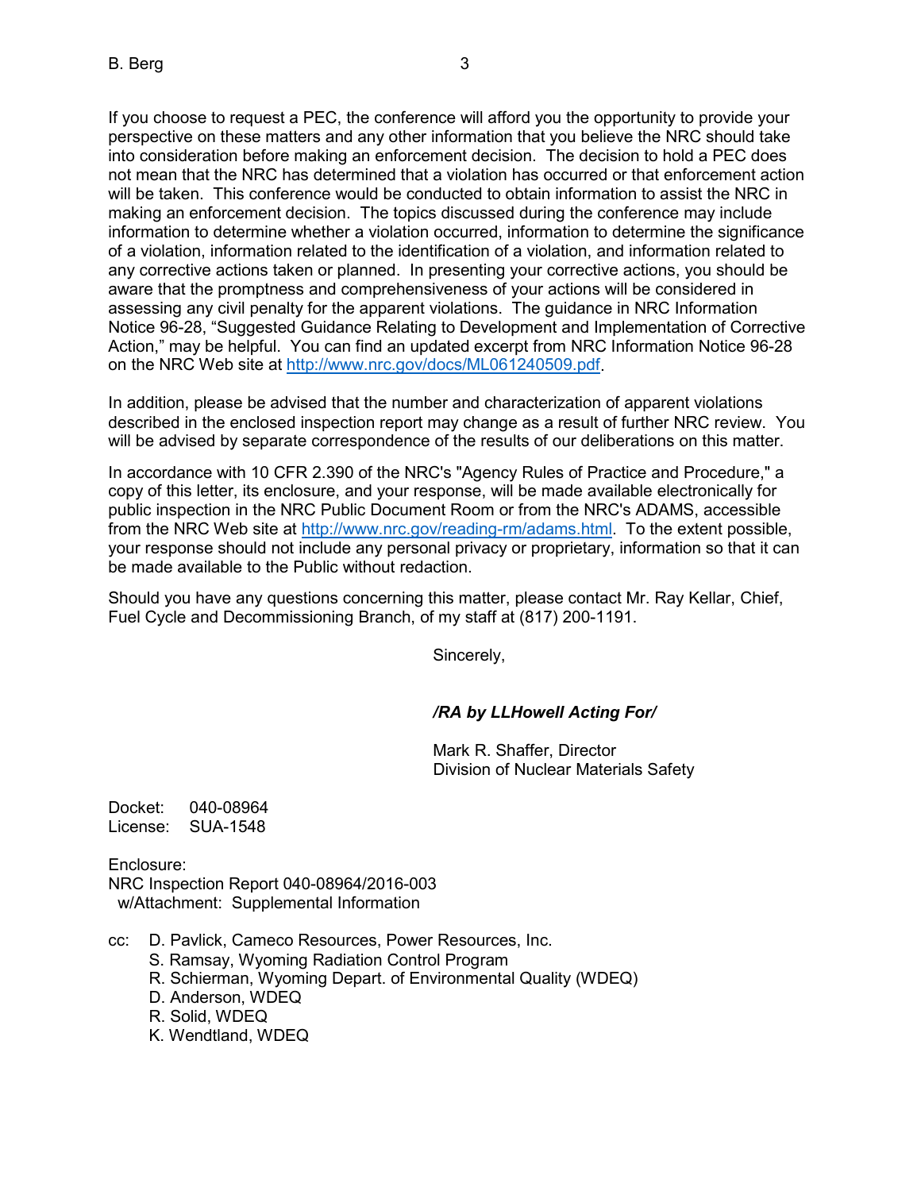If you choose to request a PEC, the conference will afford you the opportunity to provide your perspective on these matters and any other information that you believe the NRC should take into consideration before making an enforcement decision. The decision to hold a PEC does not mean that the NRC has determined that a violation has occurred or that enforcement action will be taken. This conference would be conducted to obtain information to assist the NRC in making an enforcement decision. The topics discussed during the conference may include information to determine whether a violation occurred, information to determine the significance of a violation, information related to the identification of a violation, and information related to any corrective actions taken or planned. In presenting your corrective actions, you should be aware that the promptness and comprehensiveness of your actions will be considered in assessing any civil penalty for the apparent violations. The guidance in NRC Information Notice 96-28, "Suggested Guidance Relating to Development and Implementation of Corrective Action," may be helpful. You can find an updated excerpt from NRC Information Notice 96-28 on the NRC Web site at http://www.nrc.gov/docs/ML061240509.pdf.

In addition, please be advised that the number and characterization of apparent violations described in the enclosed inspection report may change as a result of further NRC review. You will be advised by separate correspondence of the results of our deliberations on this matter.

In accordance with 10 CFR 2.390 of the NRC's "Agency Rules of Practice and Procedure," a copy of this letter, its enclosure, and your response, will be made available electronically for public inspection in the NRC Public Document Room or from the NRC's ADAMS, accessible from the NRC Web site at http://www.nrc.gov/reading-rm/adams.html. To the extent possible, your response should not include any personal privacy or proprietary, information so that it can be made available to the Public without redaction.

Should you have any questions concerning this matter, please contact Mr. Ray Kellar, Chief, Fuel Cycle and Decommissioning Branch, of my staff at (817) 200-1191.

Sincerely,

***/RA by LLHowell Acting For/***

Mark R. Shaffer, Director
Division of Nuclear Materials Safety

Docket: 040-08964
License: SUA-1548

Enclosure:
NRC Inspection Report 040-08964/2016-003
w/Attachment: Supplemental Information

cc: D. Pavlick, Cameco Resources, Power Resources, Inc.
S. Ramsay, Wyoming Radiation Control Program
R. Schierman, Wyoming Depart. of Environmental Quality (WDEQ)
D. Anderson, WDEQ
R. Solid, WDEQ
K. Wendtland, WDEQ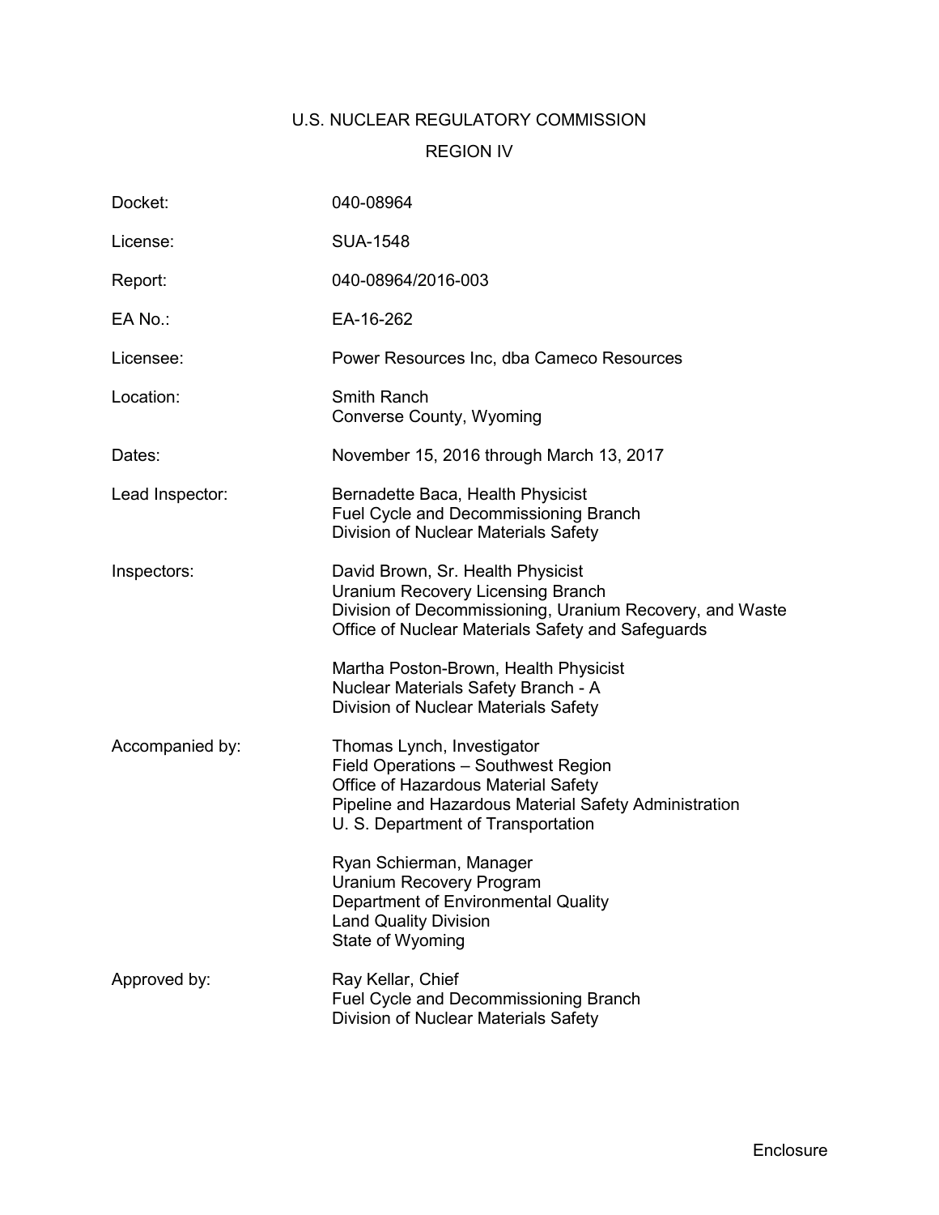U.S. NUCLEAR REGULATORY COMMISSION

REGION IV

| | |
|---|---|
| Docket: | 040-08964 |
| License: | SUA-1548 |
| Report: | 040-08964/2016-003 |
| EA No.: | EA-16-262 |
| Licensee: | Power Resources Inc, dba Cameco Resources |
| Location: | Smith Ranch<br>Converse County, Wyoming |
| Dates: | November 15, 2016 through March 13, 2017 |
| Lead Inspector: | Bernadette Baca, Health Physicist<br>Fuel Cycle and Decommissioning Branch<br>Division of Nuclear Materials Safety |
| Inspectors: | David Brown, Sr. Health Physicist<br>Uranium Recovery Licensing Branch<br>Division of Decommissioning, Uranium Recovery, and Waste<br>Office of Nuclear Materials Safety and Safeguards<br><br>Martha Poston-Brown, Health Physicist<br>Nuclear Materials Safety Branch - A<br>Division of Nuclear Materials Safety |
| Accompanied by: | Thomas Lynch, Investigator<br>Field Operations – Southwest Region<br>Office of Hazardous Material Safety<br>Pipeline and Hazardous Material Safety Administration<br>U. S. Department of Transportation<br><br>Ryan Schierman, Manager<br>Uranium Recovery Program<br>Department of Environmental Quality<br>Land Quality Division<br>State of Wyoming |
| Approved by: | Ray Kellar, Chief<br>Fuel Cycle and Decommissioning Branch<br>Division of Nuclear Materials Safety |

Enclosure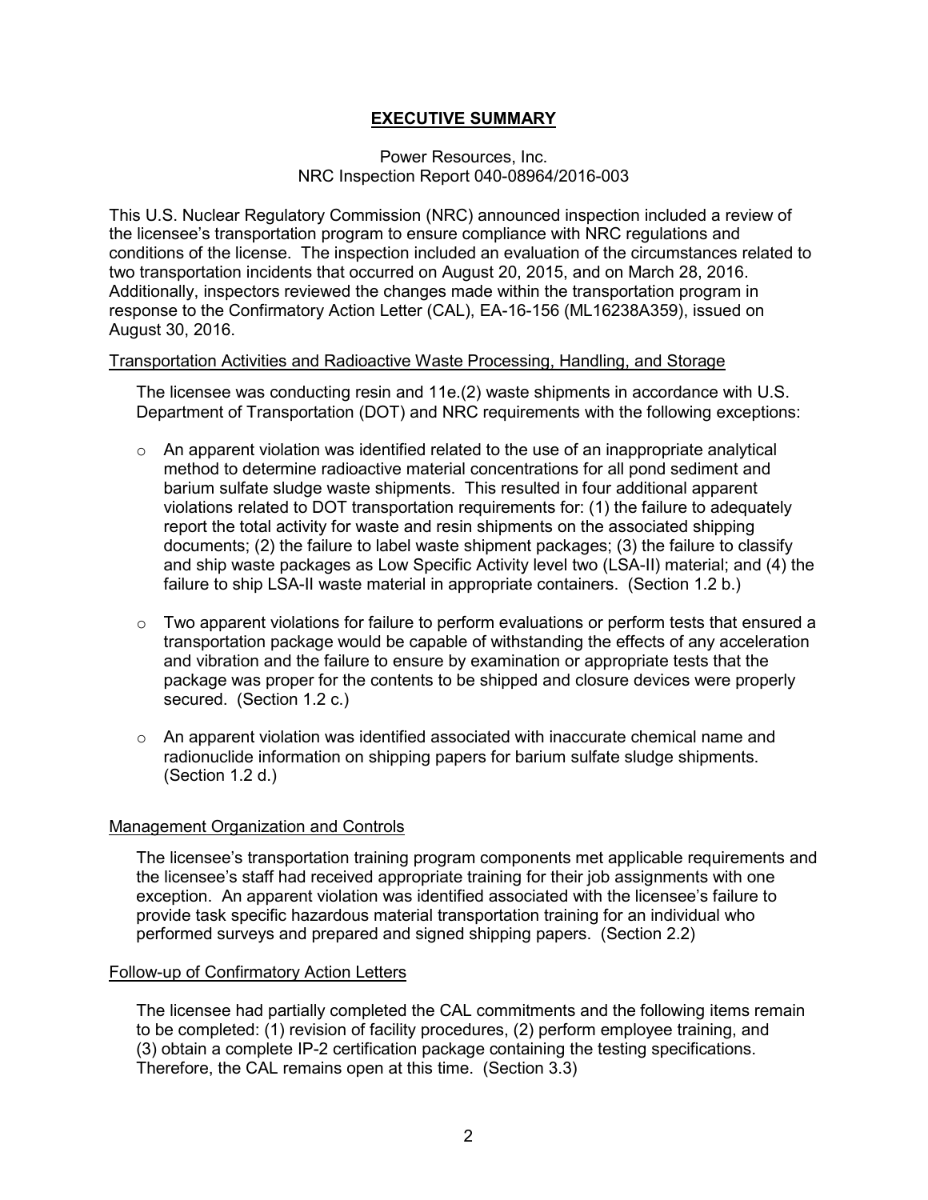# EXECUTIVE SUMMARY

Power Resources, Inc.
NRC Inspection Report 040-08964/2016-003

This U.S. Nuclear Regulatory Commission (NRC) announced inspection included a review of the licensee's transportation program to ensure compliance with NRC regulations and conditions of the license. The inspection included an evaluation of the circumstances related to two transportation incidents that occurred on August 20, 2015, and on March 28, 2016. Additionally, inspectors reviewed the changes made within the transportation program in response to the Confirmatory Action Letter (CAL), EA-16-156 (ML16238A359), issued on August 30, 2016.

Transportation Activities and Radioactive Waste Processing, Handling, and Storage

The licensee was conducting resin and 11e.(2) waste shipments in accordance with U.S. Department of Transportation (DOT) and NRC requirements with the following exceptions:

- An apparent violation was identified related to the use of an inappropriate analytical method to determine radioactive material concentrations for all pond sediment and barium sulfate sludge waste shipments. This resulted in four additional apparent violations related to DOT transportation requirements for: (1) the failure to adequately report the total activity for waste and resin shipments on the associated shipping documents; (2) the failure to label waste shipment packages; (3) the failure to classify and ship waste packages as Low Specific Activity level two (LSA-II) material; and (4) the failure to ship LSA-II waste material in appropriate containers. (Section 1.2 b.)

- Two apparent violations for failure to perform evaluations or perform tests that ensured a transportation package would be capable of withstanding the effects of any acceleration and vibration and the failure to ensure by examination or appropriate tests that the package was proper for the contents to be shipped and closure devices were properly secured. (Section 1.2 c.)

- An apparent violation was identified associated with inaccurate chemical name and radionuclide information on shipping papers for barium sulfate sludge shipments. (Section 1.2 d.)

Management Organization and Controls

The licensee's transportation training program components met applicable requirements and the licensee's staff had received appropriate training for their job assignments with one exception. An apparent violation was identified associated with the licensee's failure to provide task specific hazardous material transportation training for an individual who performed surveys and prepared and signed shipping papers. (Section 2.2)

Follow-up of Confirmatory Action Letters

The licensee had partially completed the CAL commitments and the following items remain to be completed: (1) revision of facility procedures, (2) perform employee training, and (3) obtain a complete IP-2 certification package containing the testing specifications. Therefore, the CAL remains open at this time. (Section 3.3)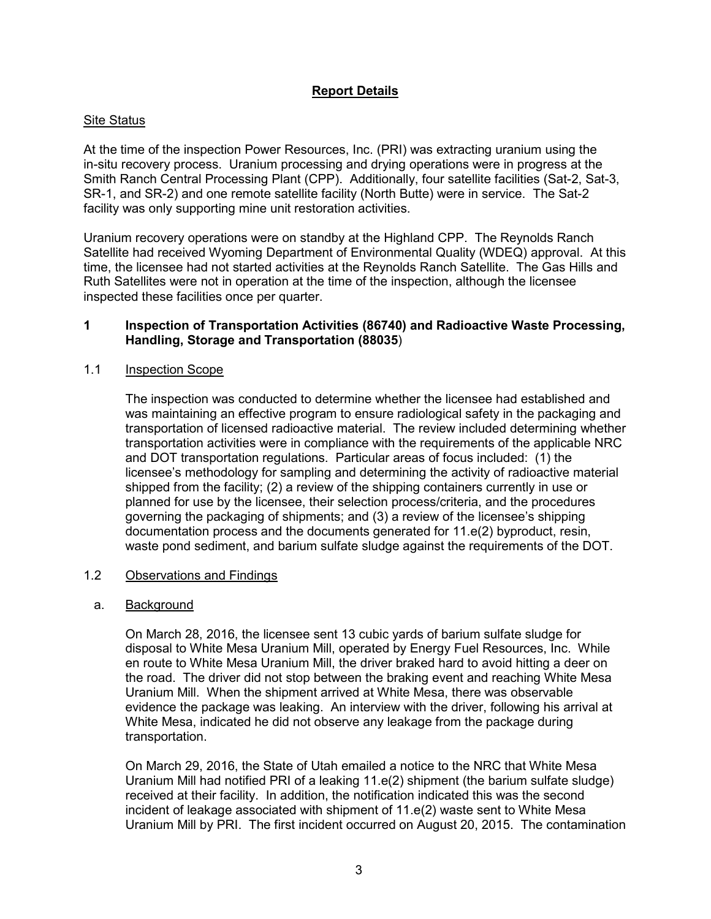## Report Details

### Site Status

At the time of the inspection Power Resources, Inc. (PRI) was extracting uranium using the in-situ recovery process. Uranium processing and drying operations were in progress at the Smith Ranch Central Processing Plant (CPP). Additionally, four satellite facilities (Sat-2, Sat-3, SR-1, and SR-2) and one remote satellite facility (North Butte) were in service. The Sat-2 facility was only supporting mine unit restoration activities.

Uranium recovery operations were on standby at the Highland CPP. The Reynolds Ranch Satellite had received Wyoming Department of Environmental Quality (WDEQ) approval. At this time, the licensee had not started activities at the Reynolds Ranch Satellite. The Gas Hills and Ruth Satellites were not in operation at the time of the inspection, although the licensee inspected these facilities once per quarter.

### 1 Inspection of Transportation Activities (86740) and Radioactive Waste Processing, Handling, Storage and Transportation (88035)

#### 1.1 Inspection Scope

The inspection was conducted to determine whether the licensee had established and was maintaining an effective program to ensure radiological safety in the packaging and transportation of licensed radioactive material. The review included determining whether transportation activities were in compliance with the requirements of the applicable NRC and DOT transportation regulations. Particular areas of focus included: (1) the licensee's methodology for sampling and determining the activity of radioactive material shipped from the facility; (2) a review of the shipping containers currently in use or planned for use by the licensee, their selection process/criteria, and the procedures governing the packaging of shipments; and (3) a review of the licensee's shipping documentation process and the documents generated for 11.e(2) byproduct, resin, waste pond sediment, and barium sulfate sludge against the requirements of the DOT.

#### 1.2 Observations and Findings

a. Background

On March 28, 2016, the licensee sent 13 cubic yards of barium sulfate sludge for disposal to White Mesa Uranium Mill, operated by Energy Fuel Resources, Inc. While en route to White Mesa Uranium Mill, the driver braked hard to avoid hitting a deer on the road. The driver did not stop between the braking event and reaching White Mesa Uranium Mill. When the shipment arrived at White Mesa, there was observable evidence the package was leaking. An interview with the driver, following his arrival at White Mesa, indicated he did not observe any leakage from the package during transportation.

On March 29, 2016, the State of Utah emailed a notice to the NRC that White Mesa Uranium Mill had notified PRI of a leaking 11.e(2) shipment (the barium sulfate sludge) received at their facility. In addition, the notification indicated this was the second incident of leakage associated with shipment of 11.e(2) waste sent to White Mesa Uranium Mill by PRI. The first incident occurred on August 20, 2015. The contamination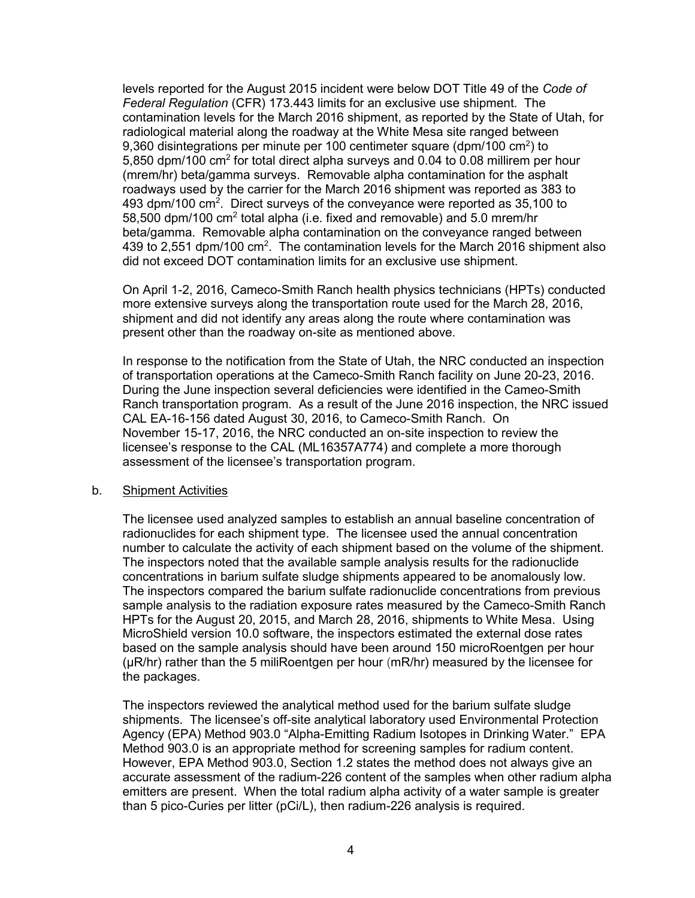levels reported for the August 2015 incident were below DOT Title 49 of the *Code of Federal Regulation* (CFR) 173.443 limits for an exclusive use shipment. The contamination levels for the March 2016 shipment, as reported by the State of Utah, for radiological material along the roadway at the White Mesa site ranged between 9,360 disintegrations per minute per 100 centimeter square (dpm/100 $cm^2$) to 5,850 dpm/100 $cm^2$ for total direct alpha surveys and 0.04 to 0.08 millirem per hour (mrem/hr) beta/gamma surveys. Removable alpha contamination for the asphalt roadways used by the carrier for the March 2016 shipment was reported as 383 to 493 dpm/100 $cm^2$. Direct surveys of the conveyance were reported as 35,100 to 58,500 dpm/100 $cm^2$ total alpha (i.e. fixed and removable) and 5.0 mrem/hr beta/gamma. Removable alpha contamination on the conveyance ranged between 439 to 2,551 dpm/100 $cm^2$. The contamination levels for the March 2016 shipment also did not exceed DOT contamination limits for an exclusive use shipment.

On April 1-2, 2016, Cameco-Smith Ranch health physics technicians (HPTs) conducted more extensive surveys along the transportation route used for the March 28, 2016, shipment and did not identify any areas along the route where contamination was present other than the roadway on-site as mentioned above.

In response to the notification from the State of Utah, the NRC conducted an inspection of transportation operations at the Cameco-Smith Ranch facility on June 20-23, 2016. During the June inspection several deficiencies were identified in the Cameo-Smith Ranch transportation program. As a result of the June 2016 inspection, the NRC issued CAL EA-16-156 dated August 30, 2016, to Cameco-Smith Ranch. On November 15-17, 2016, the NRC conducted an on-site inspection to review the licensee's response to the CAL (ML16357A774) and complete a more thorough assessment of the licensee's transportation program.

b. Shipment Activities

The licensee used analyzed samples to establish an annual baseline concentration of radionuclides for each shipment type. The licensee used the annual concentration number to calculate the activity of each shipment based on the volume of the shipment. The inspectors noted that the available sample analysis results for the radionuclide concentrations in barium sulfate sludge shipments appeared to be anomalously low. The inspectors compared the barium sulfate radionuclide concentrations from previous sample analysis to the radiation exposure rates measured by the Cameco-Smith Ranch HPTs for the August 20, 2015, and March 28, 2016, shipments to White Mesa. Using MicroShield version 10.0 software, the inspectors estimated the external dose rates based on the sample analysis should have been around 150 microRoentgen per hour (μR/hr) rather than the 5 miliRoentgen per hour (mR/hr) measured by the licensee for the packages.

The inspectors reviewed the analytical method used for the barium sulfate sludge shipments. The licensee's off-site analytical laboratory used Environmental Protection Agency (EPA) Method 903.0 "Alpha-Emitting Radium Isotopes in Drinking Water." EPA Method 903.0 is an appropriate method for screening samples for radium content. However, EPA Method 903.0, Section 1.2 states the method does not always give an accurate assessment of the radium-226 content of the samples when other radium alpha emitters are present. When the total radium alpha activity of a water sample is greater than 5 pico-Curies per litter (pCi/L), then radium-226 analysis is required.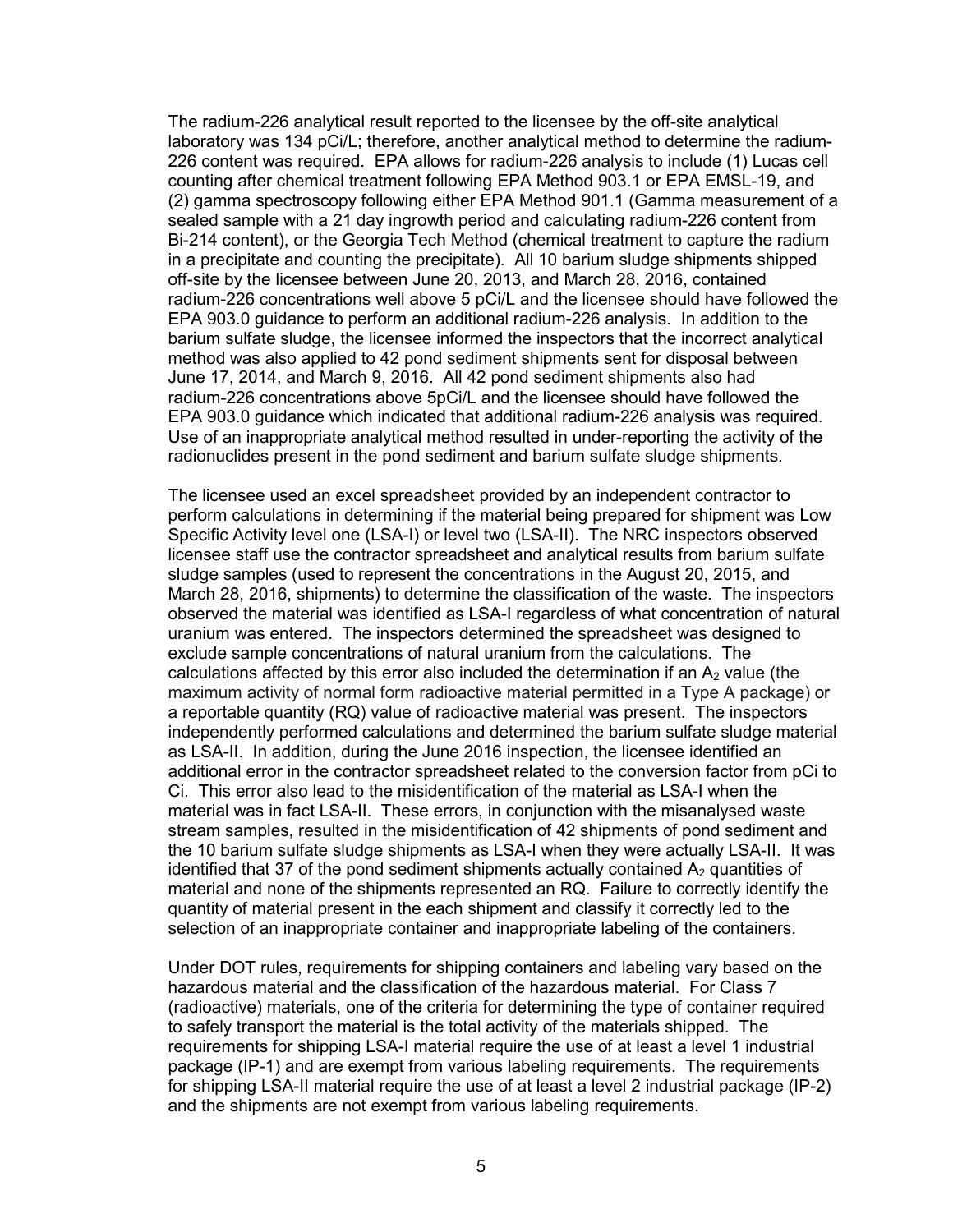The radium-226 analytical result reported to the licensee by the off-site analytical laboratory was 134 pCi/L; therefore, another analytical method to determine the radium-226 content was required. EPA allows for radium-226 analysis to include (1) Lucas cell counting after chemical treatment following EPA Method 903.1 or EPA EMSL-19, and (2) gamma spectroscopy following either EPA Method 901.1 (Gamma measurement of a sealed sample with a 21 day ingrowth period and calculating radium-226 content from Bi-214 content), or the Georgia Tech Method (chemical treatment to capture the radium in a precipitate and counting the precipitate). All 10 barium sludge shipments shipped off-site by the licensee between June 20, 2013, and March 28, 2016, contained radium-226 concentrations well above 5 pCi/L and the licensee should have followed the EPA 903.0 guidance to perform an additional radium-226 analysis. In addition to the barium sulfate sludge, the licensee informed the inspectors that the incorrect analytical method was also applied to 42 pond sediment shipments sent for disposal between June 17, 2014, and March 9, 2016. All 42 pond sediment shipments also had radium-226 concentrations above 5pCi/L and the licensee should have followed the EPA 903.0 guidance which indicated that additional radium-226 analysis was required. Use of an inappropriate analytical method resulted in under-reporting the activity of the radionuclides present in the pond sediment and barium sulfate sludge shipments.

The licensee used an excel spreadsheet provided by an independent contractor to perform calculations in determining if the material being prepared for shipment was Low Specific Activity level one (LSA-I) or level two (LSA-II). The NRC inspectors observed licensee staff use the contractor spreadsheet and analytical results from barium sulfate sludge samples (used to represent the concentrations in the August 20, 2015, and March 28, 2016, shipments) to determine the classification of the waste. The inspectors observed the material was identified as LSA-I regardless of what concentration of natural uranium was entered. The inspectors determined the spreadsheet was designed to exclude sample concentrations of natural uranium from the calculations. The calculations affected by this error also included the determination if an $A_2$ value (the maximum activity of normal form radioactive material permitted in a Type A package) or a reportable quantity (RQ) value of radioactive material was present. The inspectors independently performed calculations and determined the barium sulfate sludge material as LSA-II. In addition, during the June 2016 inspection, the licensee identified an additional error in the contractor spreadsheet related to the conversion factor from pCi to Ci. This error also lead to the misidentification of the material as LSA-I when the material was in fact LSA-II. These errors, in conjunction with the misanalysed waste stream samples, resulted in the misidentification of 42 shipments of pond sediment and the 10 barium sulfate sludge shipments as LSA-I when they were actually LSA-II. It was identified that 37 of the pond sediment shipments actually contained $A_2$ quantities of material and none of the shipments represented an RQ. Failure to correctly identify the quantity of material present in the each shipment and classify it correctly led to the selection of an inappropriate container and inappropriate labeling of the containers.

Under DOT rules, requirements for shipping containers and labeling vary based on the hazardous material and the classification of the hazardous material. For Class 7 (radioactive) materials, one of the criteria for determining the type of container required to safely transport the material is the total activity of the materials shipped. The requirements for shipping LSA-I material require the use of at least a level 1 industrial package (IP-1) and are exempt from various labeling requirements. The requirements for shipping LSA-II material require the use of at least a level 2 industrial package (IP-2) and the shipments are not exempt from various labeling requirements.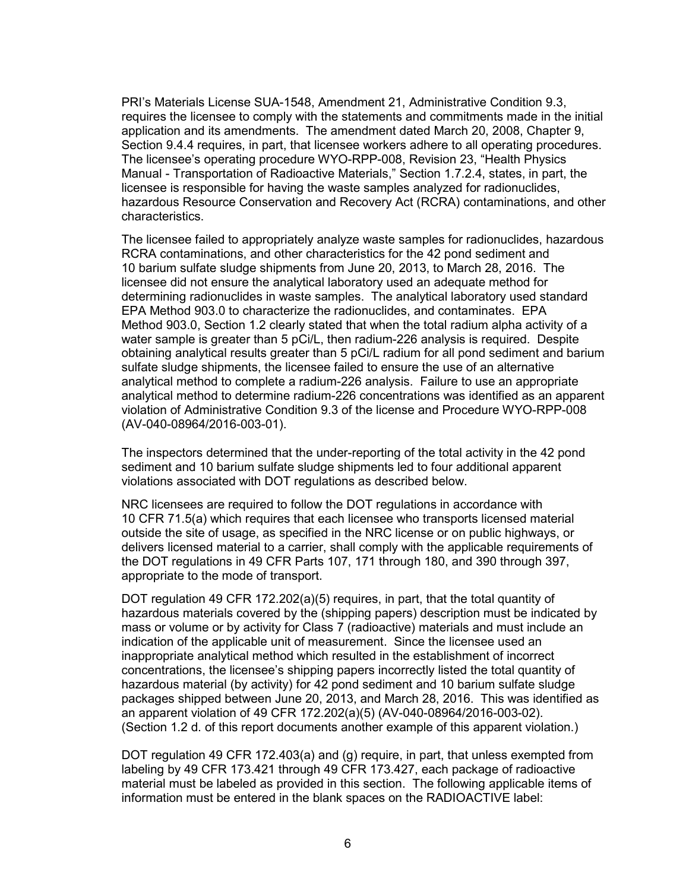PRI's Materials License SUA-1548, Amendment 21, Administrative Condition 9.3, requires the licensee to comply with the statements and commitments made in the initial application and its amendments. The amendment dated March 20, 2008, Chapter 9, Section 9.4.4 requires, in part, that licensee workers adhere to all operating procedures. The licensee's operating procedure WYO-RPP-008, Revision 23, "Health Physics Manual - Transportation of Radioactive Materials," Section 1.7.2.4, states, in part, the licensee is responsible for having the waste samples analyzed for radionuclides, hazardous Resource Conservation and Recovery Act (RCRA) contaminations, and other characteristics.

The licensee failed to appropriately analyze waste samples for radionuclides, hazardous RCRA contaminations, and other characteristics for the 42 pond sediment and 10 barium sulfate sludge shipments from June 20, 2013, to March 28, 2016. The licensee did not ensure the analytical laboratory used an adequate method for determining radionuclides in waste samples. The analytical laboratory used standard EPA Method 903.0 to characterize the radionuclides, and contaminates. EPA Method 903.0, Section 1.2 clearly stated that when the total radium alpha activity of a water sample is greater than 5 pCi/L, then radium-226 analysis is required. Despite obtaining analytical results greater than 5 pCi/L radium for all pond sediment and barium sulfate sludge shipments, the licensee failed to ensure the use of an alternative analytical method to complete a radium-226 analysis. Failure to use an appropriate analytical method to determine radium-226 concentrations was identified as an apparent violation of Administrative Condition 9.3 of the license and Procedure WYO-RPP-008 (AV-040-08964/2016-003-01).

The inspectors determined that the under-reporting of the total activity in the 42 pond sediment and 10 barium sulfate sludge shipments led to four additional apparent violations associated with DOT regulations as described below.

NRC licensees are required to follow the DOT regulations in accordance with 10 CFR 71.5(a) which requires that each licensee who transports licensed material outside the site of usage, as specified in the NRC license or on public highways, or delivers licensed material to a carrier, shall comply with the applicable requirements of the DOT regulations in 49 CFR Parts 107, 171 through 180, and 390 through 397, appropriate to the mode of transport.

DOT regulation 49 CFR 172.202(a)(5) requires, in part, that the total quantity of hazardous materials covered by the (shipping papers) description must be indicated by mass or volume or by activity for Class 7 (radioactive) materials and must include an indication of the applicable unit of measurement. Since the licensee used an inappropriate analytical method which resulted in the establishment of incorrect concentrations, the licensee's shipping papers incorrectly listed the total quantity of hazardous material (by activity) for 42 pond sediment and 10 barium sulfate sludge packages shipped between June 20, 2013, and March 28, 2016. This was identified as an apparent violation of 49 CFR 172.202(a)(5) (AV-040-08964/2016-003-02). (Section 1.2 d. of this report documents another example of this apparent violation.)

DOT regulation 49 CFR 172.403(a) and (g) require, in part, that unless exempted from labeling by 49 CFR 173.421 through 49 CFR 173.427, each package of radioactive material must be labeled as provided in this section. The following applicable items of information must be entered in the blank spaces on the RADIOACTIVE label: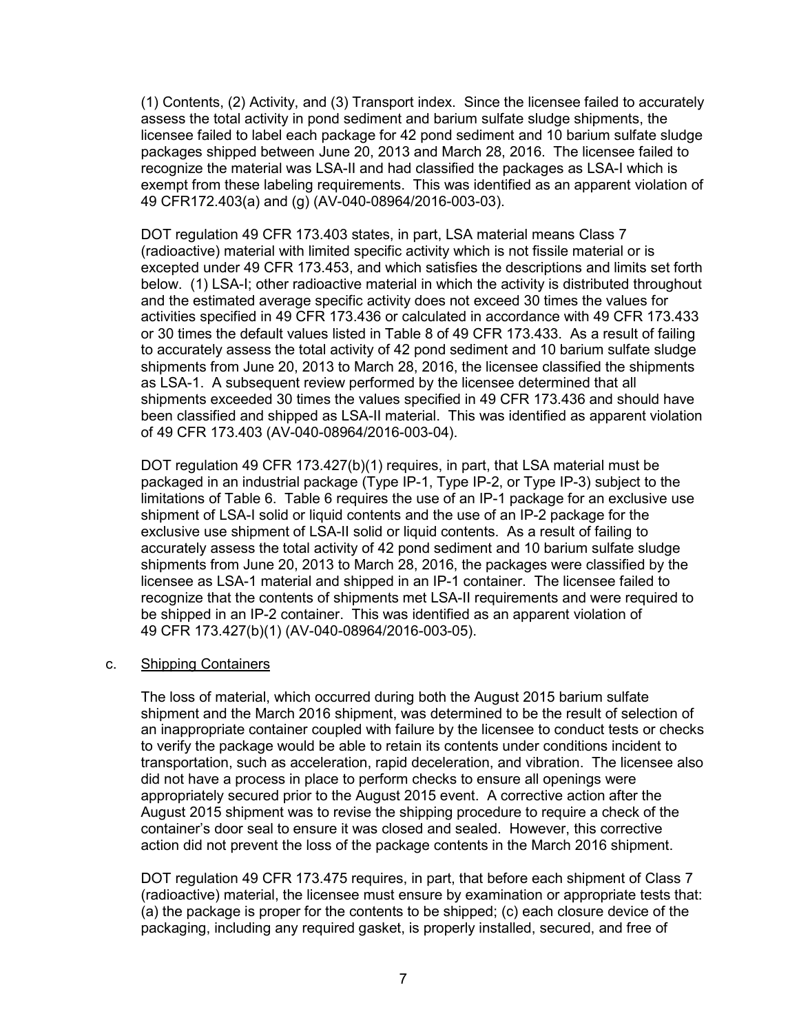(1) Contents, (2) Activity, and (3) Transport index. Since the licensee failed to accurately assess the total activity in pond sediment and barium sulfate sludge shipments, the licensee failed to label each package for 42 pond sediment and 10 barium sulfate sludge packages shipped between June 20, 2013 and March 28, 2016. The licensee failed to recognize the material was LSA-II and had classified the packages as LSA-I which is exempt from these labeling requirements. This was identified as an apparent violation of 49 CFR172.403(a) and (g) (AV-040-08964/2016-003-03).

DOT regulation 49 CFR 173.403 states, in part, LSA material means Class 7 (radioactive) material with limited specific activity which is not fissile material or is excepted under 49 CFR 173.453, and which satisfies the descriptions and limits set forth below. (1) LSA-I; other radioactive material in which the activity is distributed throughout and the estimated average specific activity does not exceed 30 times the values for activities specified in 49 CFR 173.436 or calculated in accordance with 49 CFR 173.433 or 30 times the default values listed in Table 8 of 49 CFR 173.433. As a result of failing to accurately assess the total activity of 42 pond sediment and 10 barium sulfate sludge shipments from June 20, 2013 to March 28, 2016, the licensee classified the shipments as LSA-1. A subsequent review performed by the licensee determined that all shipments exceeded 30 times the values specified in 49 CFR 173.436 and should have been classified and shipped as LSA-II material. This was identified as apparent violation of 49 CFR 173.403 (AV-040-08964/2016-003-04).

DOT regulation 49 CFR 173.427(b)(1) requires, in part, that LSA material must be packaged in an industrial package (Type IP-1, Type IP-2, or Type IP-3) subject to the limitations of Table 6. Table 6 requires the use of an IP-1 package for an exclusive use shipment of LSA-I solid or liquid contents and the use of an IP-2 package for the exclusive use shipment of LSA-II solid or liquid contents. As a result of failing to accurately assess the total activity of 42 pond sediment and 10 barium sulfate sludge shipments from June 20, 2013 to March 28, 2016, the packages were classified by the licensee as LSA-1 material and shipped in an IP-1 container. The licensee failed to recognize that the contents of shipments met LSA-II requirements and were required to be shipped in an IP-2 container. This was identified as an apparent violation of 49 CFR 173.427(b)(1) (AV-040-08964/2016-003-05).

c. Shipping Containers

The loss of material, which occurred during both the August 2015 barium sulfate shipment and the March 2016 shipment, was determined to be the result of selection of an inappropriate container coupled with failure by the licensee to conduct tests or checks to verify the package would be able to retain its contents under conditions incident to transportation, such as acceleration, rapid deceleration, and vibration. The licensee also did not have a process in place to perform checks to ensure all openings were appropriately secured prior to the August 2015 event. A corrective action after the August 2015 shipment was to revise the shipping procedure to require a check of the container's door seal to ensure it was closed and sealed. However, this corrective action did not prevent the loss of the package contents in the March 2016 shipment.

DOT regulation 49 CFR 173.475 requires, in part, that before each shipment of Class 7 (radioactive) material, the licensee must ensure by examination or appropriate tests that: (a) the package is proper for the contents to be shipped; (c) each closure device of the packaging, including any required gasket, is properly installed, secured, and free of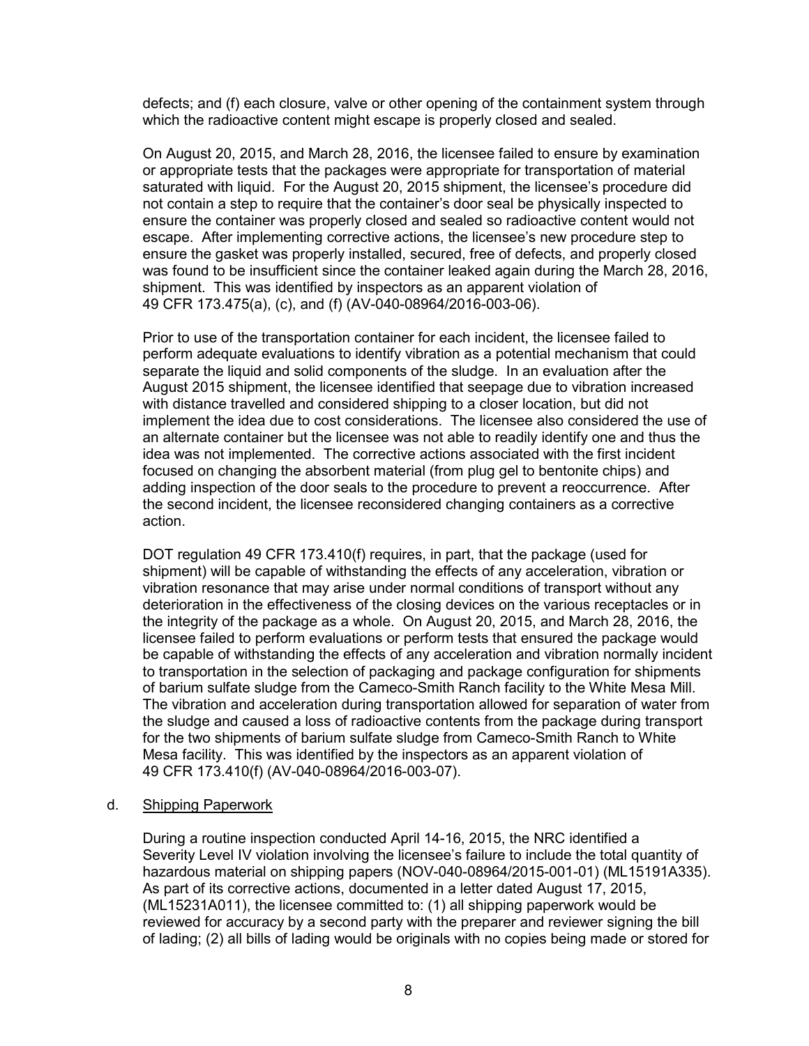defects; and (f) each closure, valve or other opening of the containment system through which the radioactive content might escape is properly closed and sealed.

On August 20, 2015, and March 28, 2016, the licensee failed to ensure by examination or appropriate tests that the packages were appropriate for transportation of material saturated with liquid. For the August 20, 2015 shipment, the licensee's procedure did not contain a step to require that the container's door seal be physically inspected to ensure the container was properly closed and sealed so radioactive content would not escape. After implementing corrective actions, the licensee's new procedure step to ensure the gasket was properly installed, secured, free of defects, and properly closed was found to be insufficient since the container leaked again during the March 28, 2016, shipment. This was identified by inspectors as an apparent violation of 49 CFR 173.475(a), (c), and (f) (AV-040-08964/2016-003-06).

Prior to use of the transportation container for each incident, the licensee failed to perform adequate evaluations to identify vibration as a potential mechanism that could separate the liquid and solid components of the sludge. In an evaluation after the August 2015 shipment, the licensee identified that seepage due to vibration increased with distance travelled and considered shipping to a closer location, but did not implement the idea due to cost considerations. The licensee also considered the use of an alternate container but the licensee was not able to readily identify one and thus the idea was not implemented. The corrective actions associated with the first incident focused on changing the absorbent material (from plug gel to bentonite chips) and adding inspection of the door seals to the procedure to prevent a reoccurrence. After the second incident, the licensee reconsidered changing containers as a corrective action.

DOT regulation 49 CFR 173.410(f) requires, in part, that the package (used for shipment) will be capable of withstanding the effects of any acceleration, vibration or vibration resonance that may arise under normal conditions of transport without any deterioration in the effectiveness of the closing devices on the various receptacles or in the integrity of the package as a whole. On August 20, 2015, and March 28, 2016, the licensee failed to perform evaluations or perform tests that ensured the package would be capable of withstanding the effects of any acceleration and vibration normally incident to transportation in the selection of packaging and package configuration for shipments of barium sulfate sludge from the Cameco-Smith Ranch facility to the White Mesa Mill. The vibration and acceleration during transportation allowed for separation of water from the sludge and caused a loss of radioactive contents from the package during transport for the two shipments of barium sulfate sludge from Cameco-Smith Ranch to White Mesa facility. This was identified by the inspectors as an apparent violation of 49 CFR 173.410(f) (AV-040-08964/2016-003-07).

d. Shipping Paperwork

During a routine inspection conducted April 14-16, 2015, the NRC identified a Severity Level IV violation involving the licensee's failure to include the total quantity of hazardous material on shipping papers (NOV-040-08964/2015-001-01) (ML15191A335). As part of its corrective actions, documented in a letter dated August 17, 2015, (ML15231A011), the licensee committed to: (1) all shipping paperwork would be reviewed for accuracy by a second party with the preparer and reviewer signing the bill of lading; (2) all bills of lading would be originals with no copies being made or stored for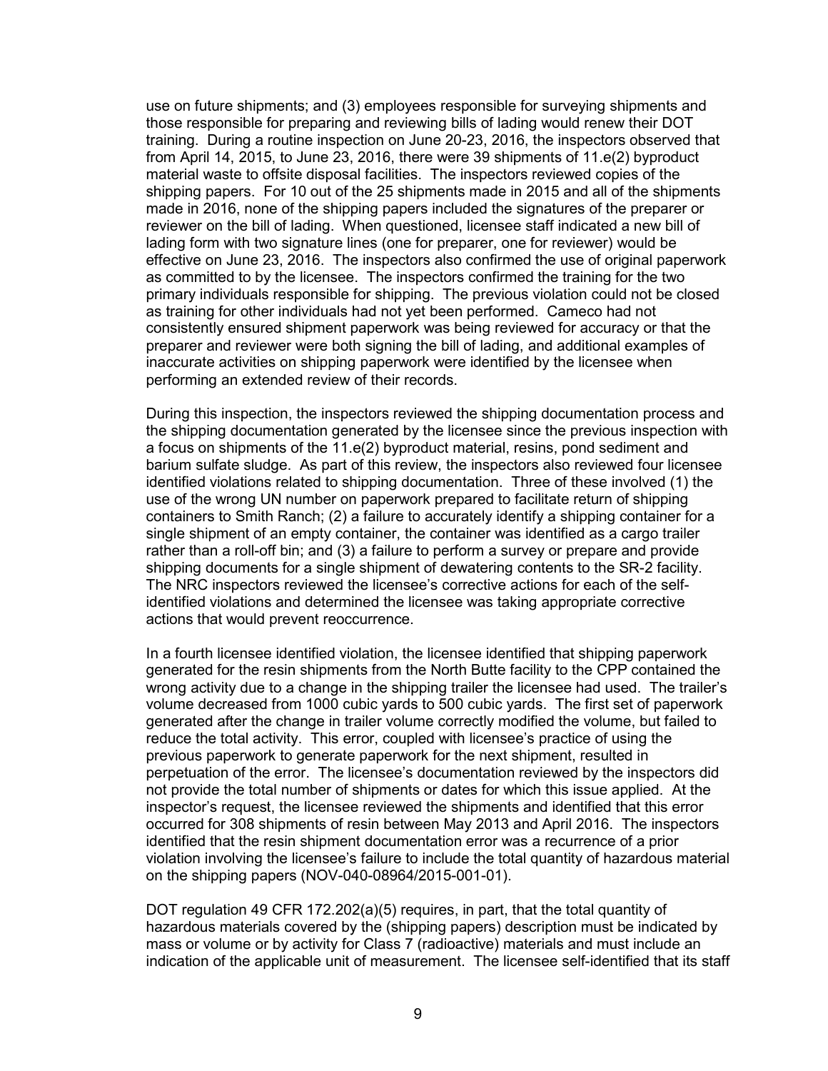use on future shipments; and (3) employees responsible for surveying shipments and those responsible for preparing and reviewing bills of lading would renew their DOT training. During a routine inspection on June 20-23, 2016, the inspectors observed that from April 14, 2015, to June 23, 2016, there were 39 shipments of 11.e(2) byproduct material waste to offsite disposal facilities. The inspectors reviewed copies of the shipping papers. For 10 out of the 25 shipments made in 2015 and all of the shipments made in 2016, none of the shipping papers included the signatures of the preparer or reviewer on the bill of lading. When questioned, licensee staff indicated a new bill of lading form with two signature lines (one for preparer, one for reviewer) would be effective on June 23, 2016. The inspectors also confirmed the use of original paperwork as committed to by the licensee. The inspectors confirmed the training for the two primary individuals responsible for shipping. The previous violation could not be closed as training for other individuals had not yet been performed. Cameco had not consistently ensured shipment paperwork was being reviewed for accuracy or that the preparer and reviewer were both signing the bill of lading, and additional examples of inaccurate activities on shipping paperwork were identified by the licensee when performing an extended review of their records.

During this inspection, the inspectors reviewed the shipping documentation process and the shipping documentation generated by the licensee since the previous inspection with a focus on shipments of the 11.e(2) byproduct material, resins, pond sediment and barium sulfate sludge. As part of this review, the inspectors also reviewed four licensee identified violations related to shipping documentation. Three of these involved (1) the use of the wrong UN number on paperwork prepared to facilitate return of shipping containers to Smith Ranch; (2) a failure to accurately identify a shipping container for a single shipment of an empty container, the container was identified as a cargo trailer rather than a roll-off bin; and (3) a failure to perform a survey or prepare and provide shipping documents for a single shipment of dewatering contents to the SR-2 facility. The NRC inspectors reviewed the licensee's corrective actions for each of the self-identified violations and determined the licensee was taking appropriate corrective actions that would prevent reoccurrence.

In a fourth licensee identified violation, the licensee identified that shipping paperwork generated for the resin shipments from the North Butte facility to the CPP contained the wrong activity due to a change in the shipping trailer the licensee had used. The trailer's volume decreased from 1000 cubic yards to 500 cubic yards. The first set of paperwork generated after the change in trailer volume correctly modified the volume, but failed to reduce the total activity. This error, coupled with licensee's practice of using the previous paperwork to generate paperwork for the next shipment, resulted in perpetuation of the error. The licensee's documentation reviewed by the inspectors did not provide the total number of shipments or dates for which this issue applied. At the inspector's request, the licensee reviewed the shipments and identified that this error occurred for 308 shipments of resin between May 2013 and April 2016. The inspectors identified that the resin shipment documentation error was a recurrence of a prior violation involving the licensee's failure to include the total quantity of hazardous material on the shipping papers (NOV-040-08964/2015-001-01).

DOT regulation 49 CFR 172.202(a)(5) requires, in part, that the total quantity of hazardous materials covered by the (shipping papers) description must be indicated by mass or volume or by activity for Class 7 (radioactive) materials and must include an indication of the applicable unit of measurement. The licensee self-identified that its staff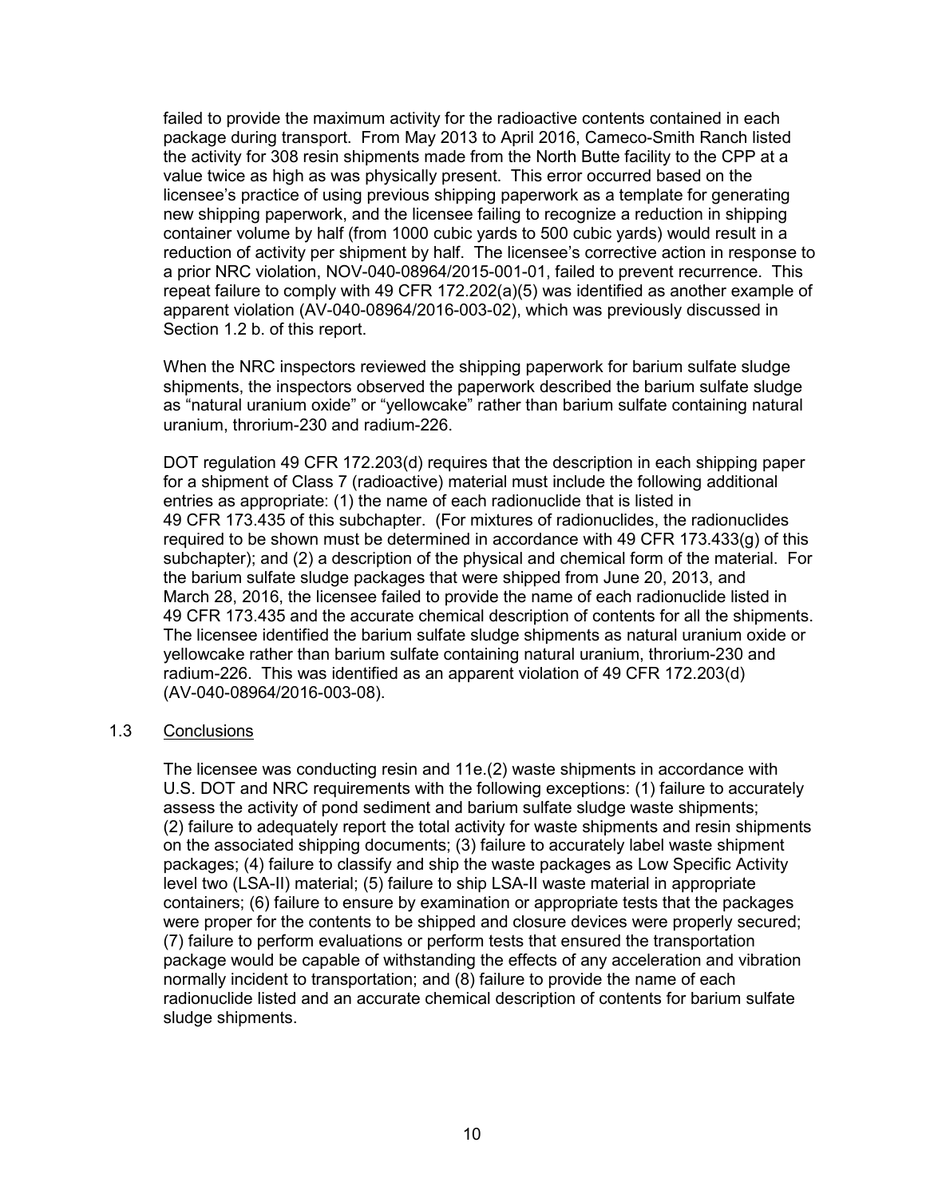failed to provide the maximum activity for the radioactive contents contained in each package during transport. From May 2013 to April 2016, Cameco-Smith Ranch listed the activity for 308 resin shipments made from the North Butte facility to the CPP at a value twice as high as was physically present. This error occurred based on the licensee's practice of using previous shipping paperwork as a template for generating new shipping paperwork, and the licensee failing to recognize a reduction in shipping container volume by half (from 1000 cubic yards to 500 cubic yards) would result in a reduction of activity per shipment by half. The licensee's corrective action in response to a prior NRC violation, NOV-040-08964/2015-001-01, failed to prevent recurrence. This repeat failure to comply with 49 CFR 172.202(a)(5) was identified as another example of apparent violation (AV-040-08964/2016-003-02), which was previously discussed in Section 1.2 b. of this report.

When the NRC inspectors reviewed the shipping paperwork for barium sulfate sludge shipments, the inspectors observed the paperwork described the barium sulfate sludge as "natural uranium oxide" or "yellowcake" rather than barium sulfate containing natural uranium, throrium-230 and radium-226.

DOT regulation 49 CFR 172.203(d) requires that the description in each shipping paper for a shipment of Class 7 (radioactive) material must include the following additional entries as appropriate: (1) the name of each radionuclide that is listed in 49 CFR 173.435 of this subchapter. (For mixtures of radionuclides, the radionuclides required to be shown must be determined in accordance with 49 CFR 173.433(g) of this subchapter); and (2) a description of the physical and chemical form of the material. For the barium sulfate sludge packages that were shipped from June 20, 2013, and March 28, 2016, the licensee failed to provide the name of each radionuclide listed in 49 CFR 173.435 and the accurate chemical description of contents for all the shipments. The licensee identified the barium sulfate sludge shipments as natural uranium oxide or yellowcake rather than barium sulfate containing natural uranium, throrium-230 and radium-226. This was identified as an apparent violation of 49 CFR 172.203(d) (AV-040-08964/2016-003-08).

## 1.3 Conclusions

The licensee was conducting resin and 11e.(2) waste shipments in accordance with U.S. DOT and NRC requirements with the following exceptions: (1) failure to accurately assess the activity of pond sediment and barium sulfate sludge waste shipments; (2) failure to adequately report the total activity for waste shipments and resin shipments on the associated shipping documents; (3) failure to accurately label waste shipment packages; (4) failure to classify and ship the waste packages as Low Specific Activity level two (LSA-II) material; (5) failure to ship LSA-II waste material in appropriate containers; (6) failure to ensure by examination or appropriate tests that the packages were proper for the contents to be shipped and closure devices were properly secured; (7) failure to perform evaluations or perform tests that ensured the transportation package would be capable of withstanding the effects of any acceleration and vibration normally incident to transportation; and (8) failure to provide the name of each radionuclide listed and an accurate chemical description of contents for barium sulfate sludge shipments.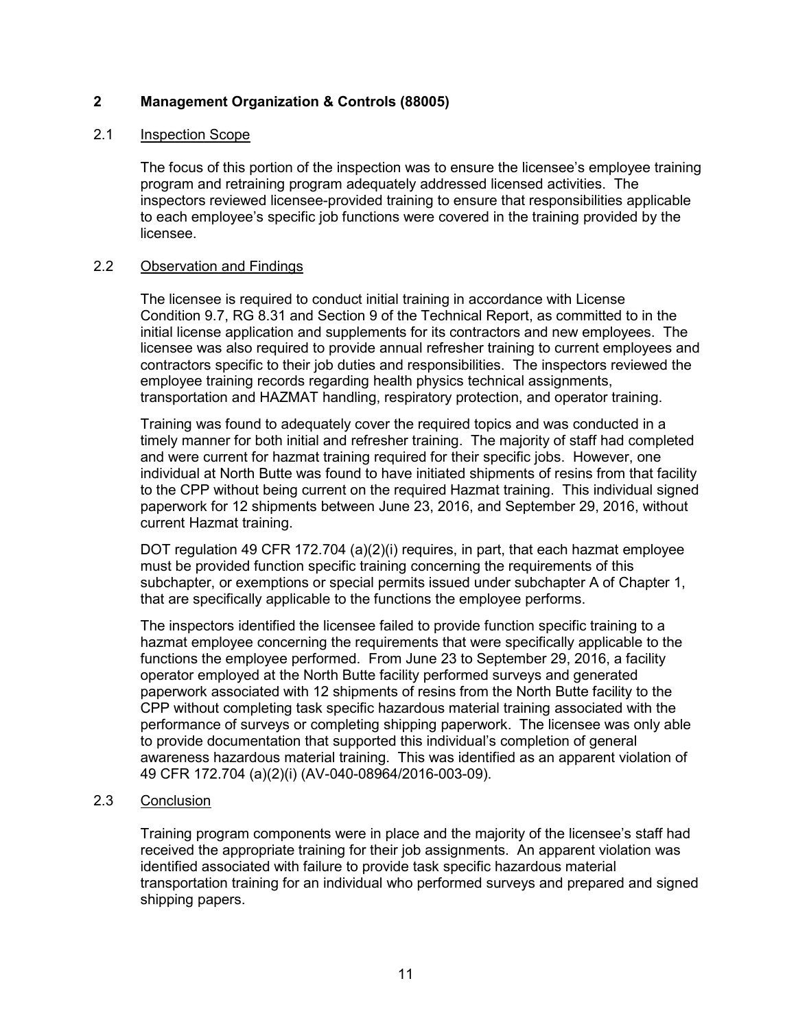## 2 Management Organization & Controls (88005)

### 2.1 Inspection Scope

The focus of this portion of the inspection was to ensure the licensee's employee training program and retraining program adequately addressed licensed activities. The inspectors reviewed licensee-provided training to ensure that responsibilities applicable to each employee's specific job functions were covered in the training provided by the licensee.

### 2.2 Observation and Findings

The licensee is required to conduct initial training in accordance with License Condition 9.7, RG 8.31 and Section 9 of the Technical Report, as committed to in the initial license application and supplements for its contractors and new employees. The licensee was also required to provide annual refresher training to current employees and contractors specific to their job duties and responsibilities. The inspectors reviewed the employee training records regarding health physics technical assignments, transportation and HAZMAT handling, respiratory protection, and operator training.

Training was found to adequately cover the required topics and was conducted in a timely manner for both initial and refresher training. The majority of staff had completed and were current for hazmat training required for their specific jobs. However, one individual at North Butte was found to have initiated shipments of resins from that facility to the CPP without being current on the required Hazmat training. This individual signed paperwork for 12 shipments between June 23, 2016, and September 29, 2016, without current Hazmat training.

DOT regulation 49 CFR 172.704 (a)(2)(i) requires, in part, that each hazmat employee must be provided function specific training concerning the requirements of this subchapter, or exemptions or special permits issued under subchapter A of Chapter 1, that are specifically applicable to the functions the employee performs.

The inspectors identified the licensee failed to provide function specific training to a hazmat employee concerning the requirements that were specifically applicable to the functions the employee performed. From June 23 to September 29, 2016, a facility operator employed at the North Butte facility performed surveys and generated paperwork associated with 12 shipments of resins from the North Butte facility to the CPP without completing task specific hazardous material training associated with the performance of surveys or completing shipping paperwork. The licensee was only able to provide documentation that supported this individual's completion of general awareness hazardous material training. This was identified as an apparent violation of 49 CFR 172.704 (a)(2)(i) (AV-040-08964/2016-003-09).

### 2.3 Conclusion

Training program components were in place and the majority of the licensee's staff had received the appropriate training for their job assignments. An apparent violation was identified associated with failure to provide task specific hazardous material transportation training for an individual who performed surveys and prepared and signed shipping papers.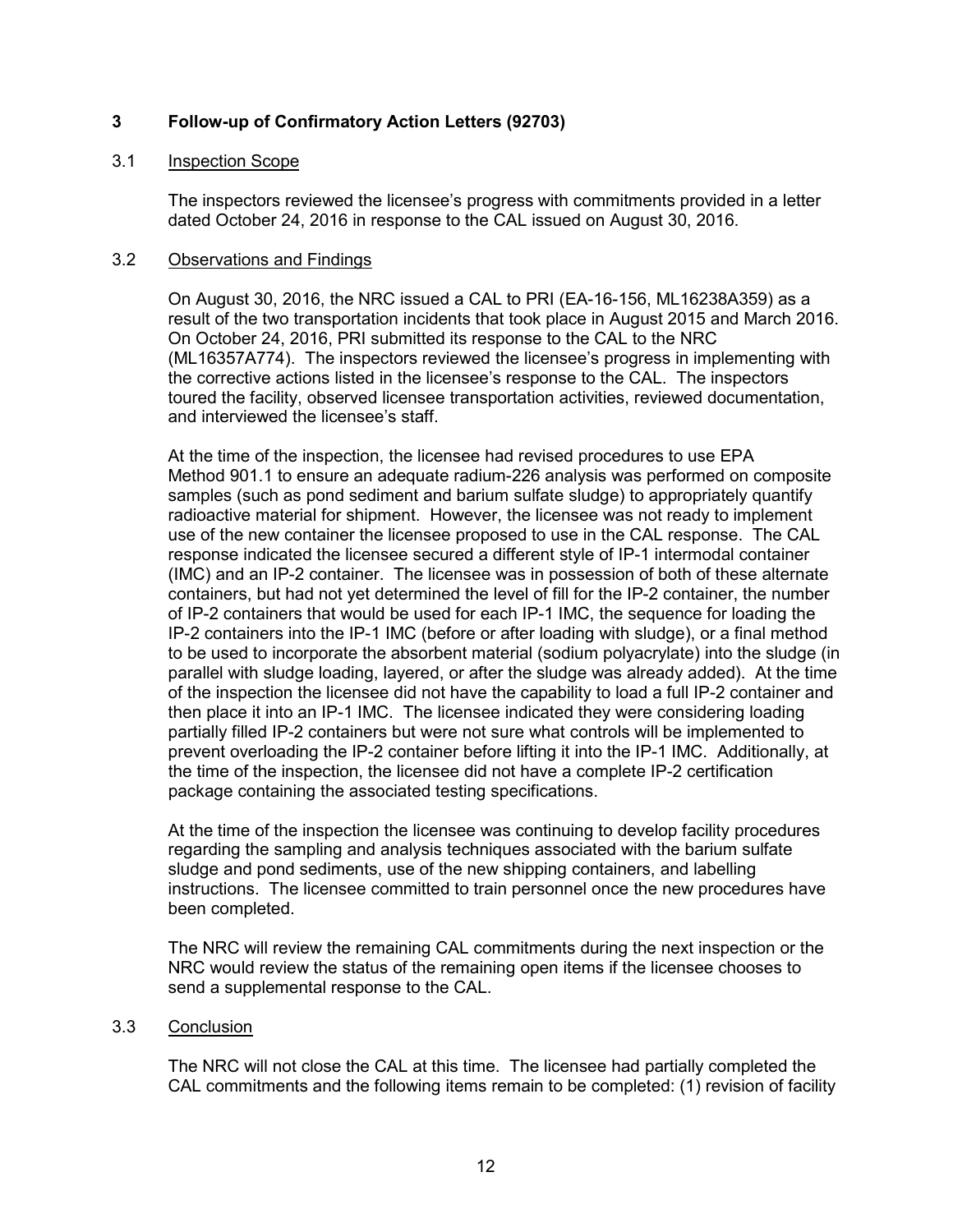## 3 Follow-up of Confirmatory Action Letters (92703)

### 3.1 Inspection Scope

The inspectors reviewed the licensee's progress with commitments provided in a letter dated October 24, 2016 in response to the CAL issued on August 30, 2016.

### 3.2 Observations and Findings

On August 30, 2016, the NRC issued a CAL to PRI (EA-16-156, ML16238A359) as a result of the two transportation incidents that took place in August 2015 and March 2016. On October 24, 2016, PRI submitted its response to the CAL to the NRC (ML16357A774). The inspectors reviewed the licensee's progress in implementing with the corrective actions listed in the licensee's response to the CAL. The inspectors toured the facility, observed licensee transportation activities, reviewed documentation, and interviewed the licensee's staff.

At the time of the inspection, the licensee had revised procedures to use EPA Method 901.1 to ensure an adequate radium-226 analysis was performed on composite samples (such as pond sediment and barium sulfate sludge) to appropriately quantify radioactive material for shipment. However, the licensee was not ready to implement use of the new container the licensee proposed to use in the CAL response. The CAL response indicated the licensee secured a different style of IP-1 intermodal container (IMC) and an IP-2 container. The licensee was in possession of both of these alternate containers, but had not yet determined the level of fill for the IP-2 container, the number of IP-2 containers that would be used for each IP-1 IMC, the sequence for loading the IP-2 containers into the IP-1 IMC (before or after loading with sludge), or a final method to be used to incorporate the absorbent material (sodium polyacrylate) into the sludge (in parallel with sludge loading, layered, or after the sludge was already added). At the time of the inspection the licensee did not have the capability to load a full IP-2 container and then place it into an IP-1 IMC. The licensee indicated they were considering loading partially filled IP-2 containers but were not sure what controls will be implemented to prevent overloading the IP-2 container before lifting it into the IP-1 IMC. Additionally, at the time of the inspection, the licensee did not have a complete IP-2 certification package containing the associated testing specifications.

At the time of the inspection the licensee was continuing to develop facility procedures regarding the sampling and analysis techniques associated with the barium sulfate sludge and pond sediments, use of the new shipping containers, and labelling instructions. The licensee committed to train personnel once the new procedures have been completed.

The NRC will review the remaining CAL commitments during the next inspection or the NRC would review the status of the remaining open items if the licensee chooses to send a supplemental response to the CAL.

### 3.3 Conclusion

The NRC will not close the CAL at this time. The licensee had partially completed the CAL commitments and the following items remain to be completed: (1) revision of facility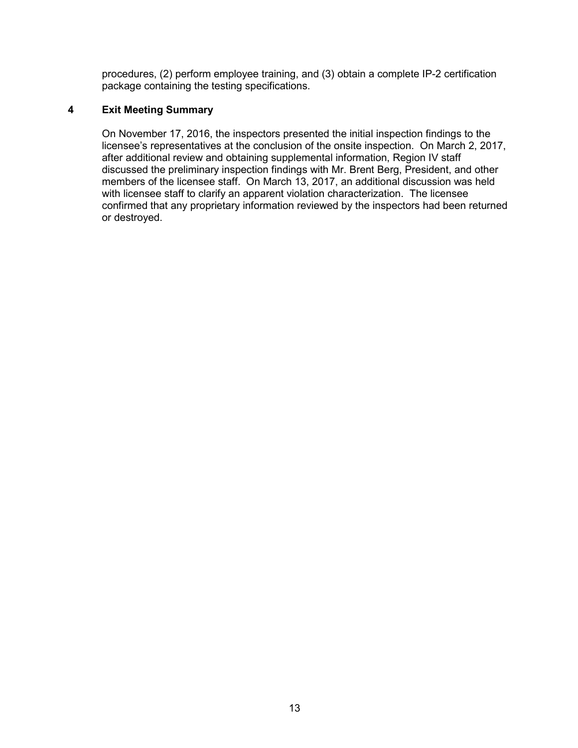procedures, (2) perform employee training, and (3) obtain a complete IP-2 certification package containing the testing specifications.

## 4 Exit Meeting Summary

On November 17, 2016, the inspectors presented the initial inspection findings to the licensee's representatives at the conclusion of the onsite inspection. On March 2, 2017, after additional review and obtaining supplemental information, Region IV staff discussed the preliminary inspection findings with Mr. Brent Berg, President, and other members of the licensee staff. On March 13, 2017, an additional discussion was held with licensee staff to clarify an apparent violation characterization. The licensee confirmed that any proprietary information reviewed by the inspectors had been returned or destroyed.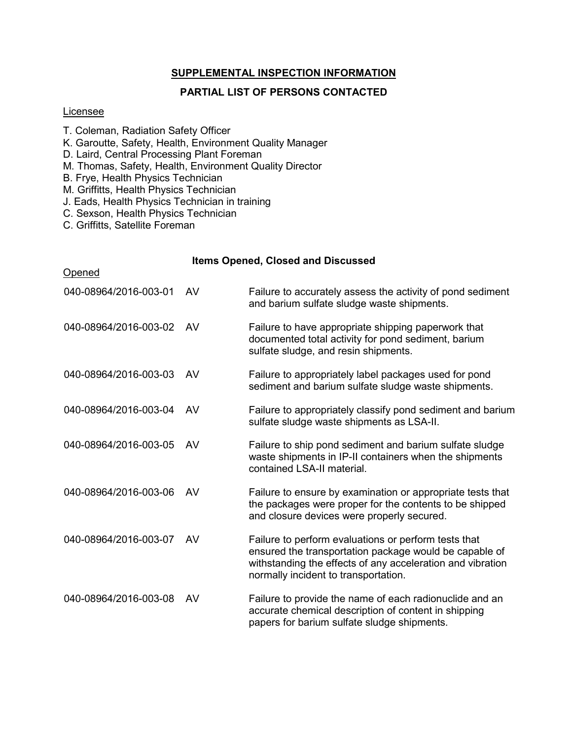## SUPPLEMENTAL INSPECTION INFORMATION

### PARTIAL LIST OF PERSONS CONTACTED

Licensee

T. Coleman, Radiation Safety Officer
K. Garoutte, Safety, Health, Environment Quality Manager
D. Laird, Central Processing Plant Foreman
M. Thomas, Safety, Health, Environment Quality Director
B. Frye, Health Physics Technician
M. Griffitts, Health Physics Technician
J. Eads, Health Physics Technician in training
C. Sexson, Health Physics Technician
C. Griffitts, Satellite Foreman

### Items Opened, Closed and Discussed

Opened

| | | |
|---|---|---|
| 040-08964/2016-003-01 | AV | Failure to accurately assess the activity of pond sediment and barium sulfate sludge waste shipments. |
| 040-08964/2016-003-02 | AV | Failure to have appropriate shipping paperwork that documented total activity for pond sediment, barium sulfate sludge, and resin shipments. |
| 040-08964/2016-003-03 | AV | Failure to appropriately label packages used for pond sediment and barium sulfate sludge waste shipments. |
| 040-08964/2016-003-04 | AV | Failure to appropriately classify pond sediment and barium sulfate sludge waste shipments as LSA-II. |
| 040-08964/2016-003-05 | AV | Failure to ship pond sediment and barium sulfate sludge waste shipments in IP-II containers when the shipments contained LSA-II material. |
| 040-08964/2016-003-06 | AV | Failure to ensure by examination or appropriate tests that the packages were proper for the contents to be shipped and closure devices were properly secured. |
| 040-08964/2016-003-07 | AV | Failure to perform evaluations or perform tests that ensured the transportation package would be capable of withstanding the effects of any acceleration and vibration normally incident to transportation. |
| 040-08964/2016-003-08 | AV | Failure to provide the name of each radionuclide and an accurate chemical description of content in shipping papers for barium sulfate sludge shipments. |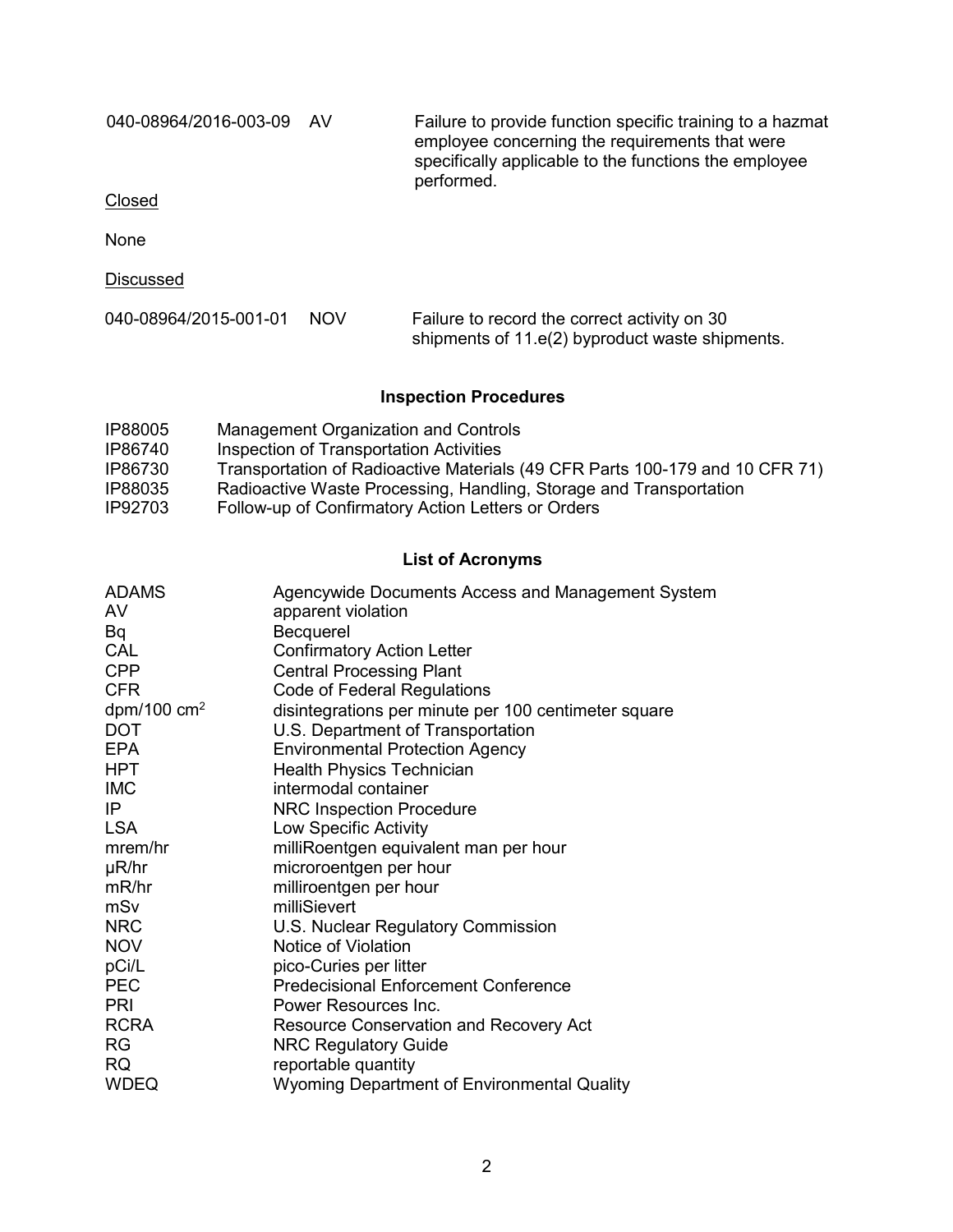| | | |
|---|---|---|
| 040-08964/2016-003-09 | AV | Failure to provide function specific training to a hazmat employee concerning the requirements that were specifically applicable to the functions the employee performed. |

Closed

None

Discussed

| | | |
|---|---|---|
| 040-08964/2015-001-01 | NOV | Failure to record the correct activity on 30 shipments of 11.e(2) byproduct waste shipments. |

## Inspection Procedures

| | |
|---|---|
| IP88005 | Management Organization and Controls |
| IP86740 | Inspection of Transportation Activities |
| IP86730 | Transportation of Radioactive Materials (49 CFR Parts 100-179 and 10 CFR 71) |
| IP88035 | Radioactive Waste Processing, Handling, Storage and Transportation |
| IP92703 | Follow-up of Confirmatory Action Letters or Orders |

## List of Acronyms

| | |
|---|---|
| ADAMS | Agencywide Documents Access and Management System |
| AV | apparent violation |
| Bq | Becquerel |
| CAL | Confirmatory Action Letter |
| CPP | Central Processing Plant |
| CFR | Code of Federal Regulations |
| dpm/100 $cm^2$ | disintegrations per minute per 100 centimeter square |
| DOT | U.S. Department of Transportation |
| EPA | Environmental Protection Agency |
| HPT | Health Physics Technician |
| IMC | intermodal container |
| IP | NRC Inspection Procedure |
| LSA | Low Specific Activity |
| mrem/hr | milliRoentgen equivalent man per hour |
| μR/hr | microroentgen per hour |
| mR/hr | milliroentgen per hour |
| mSv | milliSievert |
| NRC | U.S. Nuclear Regulatory Commission |
| NOV | Notice of Violation |
| pCi/L | pico-Curies per litter |
| PEC | Predecisional Enforcement Conference |
| PRI | Power Resources Inc. |
| RCRA | Resource Conservation and Recovery Act |
| RG | NRC Regulatory Guide |
| RQ | reportable quantity |
| WDEQ | Wyoming Department of Environmental Quality |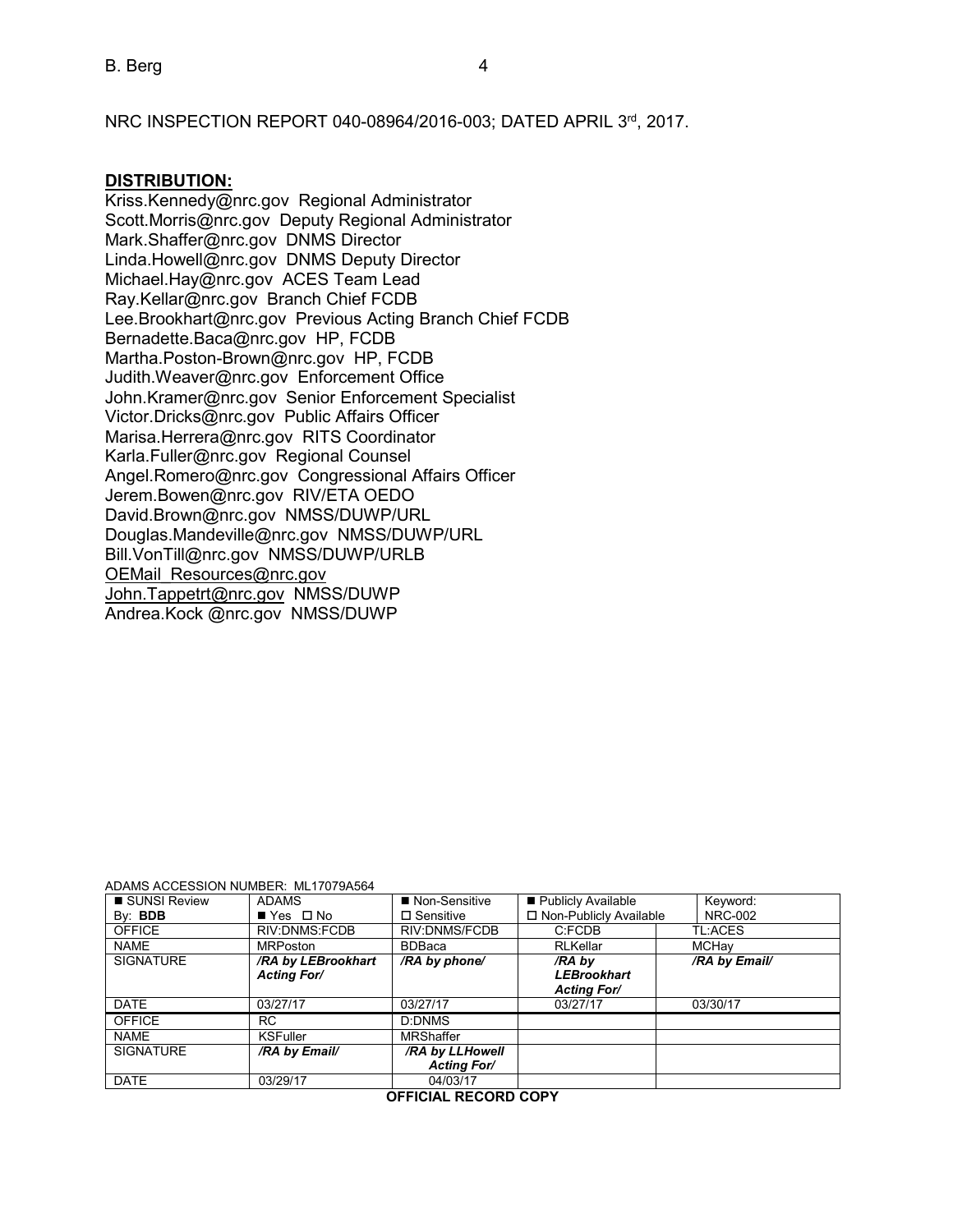NRC INSPECTION REPORT 040-08964/2016-003; DATED APRIL 3rd, 2017.

**DISTRIBUTION:**

Kriss.Kennedy@nrc.gov Regional Administrator
Scott.Morris@nrc.gov Deputy Regional Administrator
Mark.Shaffer@nrc.gov DNMS Director
Linda.Howell@nrc.gov DNMS Deputy Director
Michael.Hay@nrc.gov ACES Team Lead
Ray.Kellar@nrc.gov Branch Chief FCDB
Lee.Brookhart@nrc.gov Previous Acting Branch Chief FCDB
Bernadette.Baca@nrc.gov HP, FCDB
Martha.Poston-Brown@nrc.gov HP, FCDB
Judith.Weaver@nrc.gov Enforcement Office
John.Kramer@nrc.gov Senior Enforcement Specialist
Victor.Dricks@nrc.gov Public Affairs Officer
Marisa.Herrera@nrc.gov RITS Coordinator
Karla.Fuller@nrc.gov Regional Counsel
Angel.Romero@nrc.gov Congressional Affairs Officer
Jerem.Bowen@nrc.gov RIV/ETA OEDO
David.Brown@nrc.gov NMSS/DUWP/URL
Douglas.Mandeville@nrc.gov NMSS/DUWP/URL
Bill.VonTill@nrc.gov NMSS/DUWP/URLB
OEMail_Resources@nrc.gov
John.Tappetrt@nrc.gov NMSS/DUWP
Andrea.Kock @nrc.gov NMSS/DUWP

ADAMS ACCESSION NUMBER: ML17079A564

| ■ SUNSI Review By: **BDB** | ADAMS ■ Yes ☐ No | ■ Non-Sensitive ☐ Sensitive | ■ Publicly Available ☐ Non-Publicly Available | Keyword: NRC-002 |
|---|---|---|---|---|
| OFFICE | RIV:DNMS:FCDB | RIV:DNMS/FCDB | C:FCDB | TL:ACES |
| NAME | MRPoston | BDBaca | RLKellar | MCHay |
| SIGNATURE | */RA by LEBrookhart Acting For/* | */RA by phone/* | */RA by LEBrookhart Acting For/* | */RA by Email/* |
| DATE | 03/27/17 | 03/27/17 | 03/27/17 | 03/30/17 |
| OFFICE | RC | D:DNMS | | |
| NAME | KSFuller | MRShaffer | | |
| SIGNATURE | */RA by Email/* | */RA by LLHowell Acting For/* | | |
| DATE | 03/29/17 | 04/03/17 | | |

**OFFICIAL RECORD COPY**